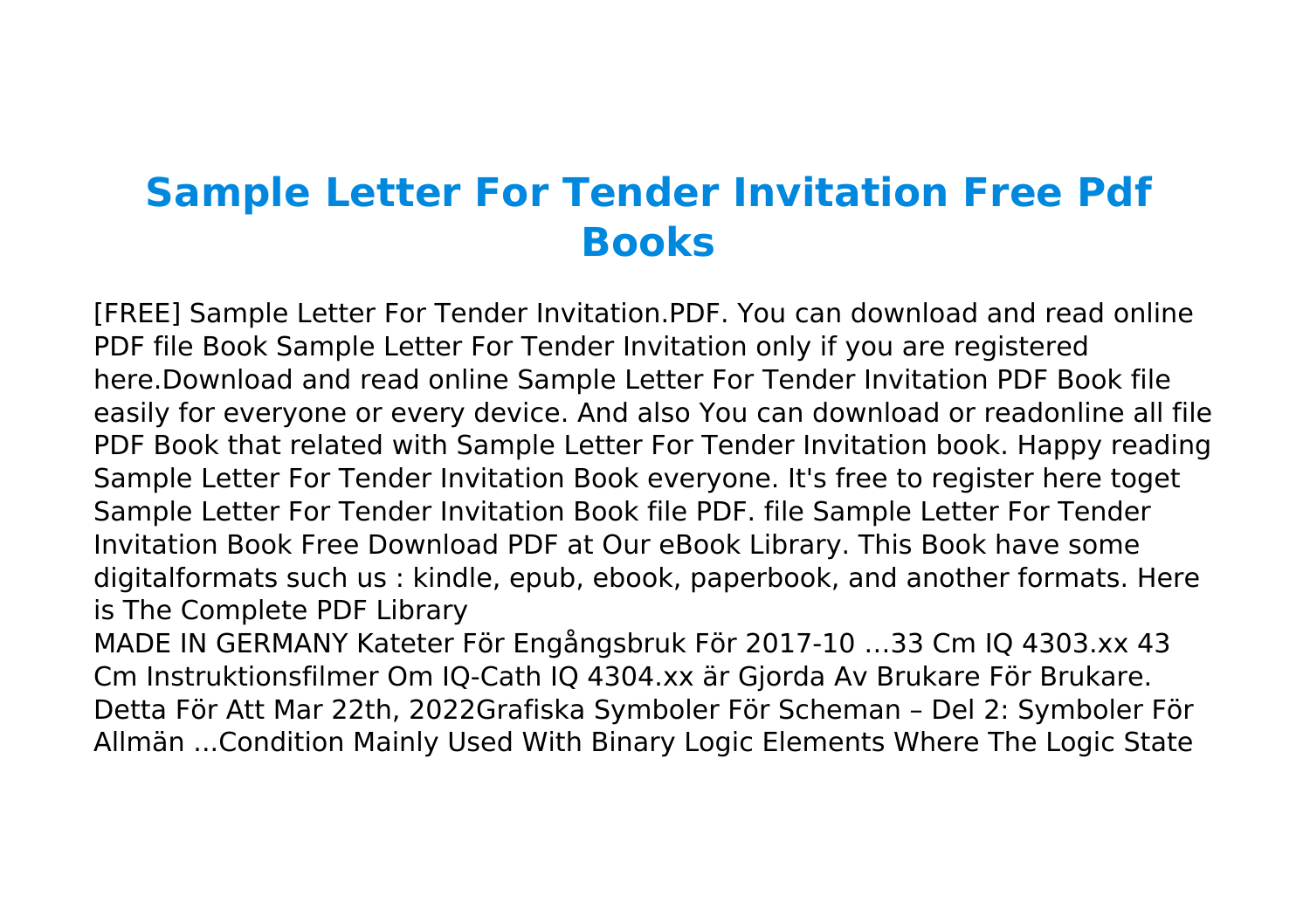# Sample Letter For Tender Invitation Free Pdf Books

[FREE] Sample Letter For Tender Invitation.PDF. You can download and read online PDF file Book Sample Letter For Tender Invitation only if you are registered here.Download and read online Sample Letter For Tender Invitation PDF Book file easily for everyone or every device. And also You can download or readonline all file PDF Book that related with Sample Letter For Tender Invitation book. Happy reading Sample Letter For Tender Invitation Book everyone. It's free to register here toget Sample Letter For Tender Invitation Book file PDF. file Sample Letter For Tender Invitation Book Free Download PDF at Our eBook Library. This Book have some digitalformats such us : kindle, epub, ebook, paperbook, and another formats. Here is The Complete PDF Library

MADE IN GERMANY Kateter För Engångsbruk För 2017-10 …33 Cm IQ 4303.xx 43 Cm Instruktionsfilmer Om IQ-Cath IQ 4304.xx är Gjorda Av Brukare För Brukare. Detta För Att Mar 22th, 2022Grafiska Symboler För Scheman – Del 2: Symboler För Allmän ...Condition Mainly Used With Binary Logic Elements Where The Logic State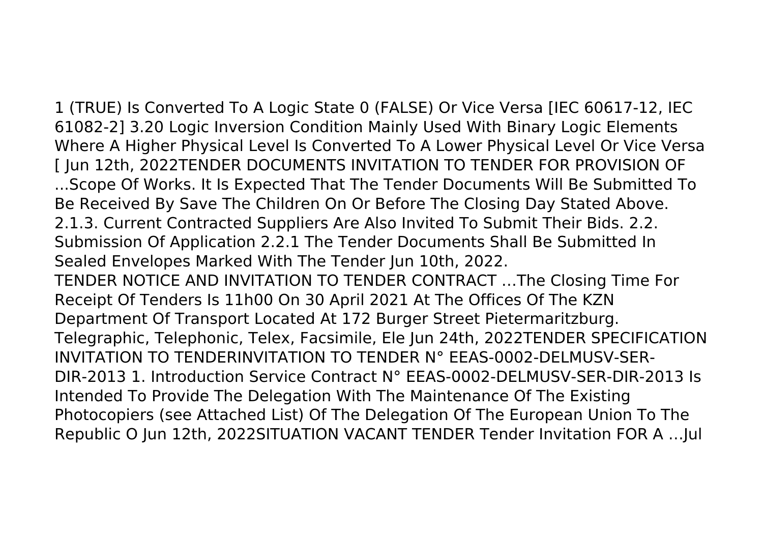1 (TRUE) Is Converted To A Logic State 0 (FALSE) Or Vice Versa [IEC 60617-12, IEC 61082-2] 3.20 Logic Inversion Condition Mainly Used With Binary Logic Elements Where A Higher Physical Level Is Converted To A Lower Physical Level Or Vice Versa [ Jun 12th, 2022TENDER DOCUMENTS INVITATION TO TENDER FOR PROVISION OF ...Scope Of Works. It Is Expected That The Tender Documents Will Be Submitted To Be Received By Save The Children On Or Before The Closing Day Stated Above. 2.1.3. Current Contracted Suppliers Are Also Invited To Submit Their Bids. 2.2. Submission Of Application 2.2.1 The Tender Documents Shall Be Submitted In Sealed Envelopes Marked With The Tender Jun 10th, 2022.

TENDER NOTICE AND INVITATION TO TENDER CONTRACT …The Closing Time For Receipt Of Tenders Is 11h00 On 30 April 2021 At The Offices Of The KZN Department Of Transport Located At 172 Burger Street Pietermaritzburg. Telegraphic, Telephonic, Telex, Facsimile, Ele Jun 24th, 2022TENDER SPECIFICATION INVITATION TO TENDERINVITATION TO TENDER N° EEAS-0002-DELMUSV-SER-DIR-2013 1. Introduction Service Contract N° EEAS-0002-DELMUSV-SER-DIR-2013 Is Intended To Provide The Delegation With The Maintenance Of The Existing Photocopiers (see Attached List) Of The Delegation Of The European Union To The Republic O Jun 12th, 2022SITUATION VACANT TENDER Tender Invitation FOR A …Jul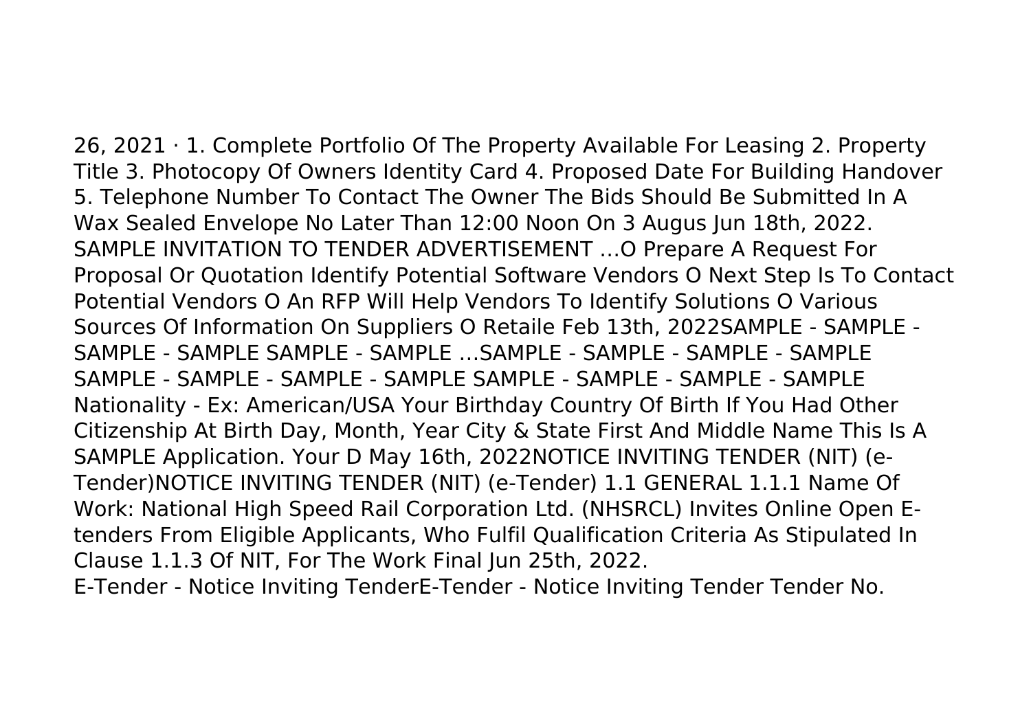26, 2021 · 1. Complete Portfolio Of The Property Available For Leasing 2. Property Title 3. Photocopy Of Owners Identity Card 4. Proposed Date For Building Handover 5. Telephone Number To Contact The Owner The Bids Should Be Submitted In A Wax Sealed Envelope No Later Than 12:00 Noon On 3 Augus Jun 18th, 2022.
SAMPLE INVITATION TO TENDER ADVERTISEMENT …O Prepare A Request For Proposal Or Quotation Identify Potential Software Vendors O Next Step Is To Contact Potential Vendors O An RFP Will Help Vendors To Identify Solutions O Various Sources Of Information On Suppliers O Retaile Feb 13th, 2022SAMPLE - SAMPLE - SAMPLE - SAMPLE SAMPLE - SAMPLE …SAMPLE - SAMPLE - SAMPLE - SAMPLE SAMPLE - SAMPLE - SAMPLE - SAMPLE SAMPLE - SAMPLE - SAMPLE - SAMPLE Nationality - Ex: American/USA Your Birthday Country Of Birth If You Had Other Citizenship At Birth Day, Month, Year City & State First And Middle Name This Is A SAMPLE Application. Your D May 16th, 2022NOTICE INVITING TENDER (NIT) (e-Tender)NOTICE INVITING TENDER (NIT) (e-Tender) 1.1 GENERAL 1.1.1 Name Of Work: National High Speed Rail Corporation Ltd. (NHSRCL) Invites Online Open E-tenders From Eligible Applicants, Who Fulfil Qualification Criteria As Stipulated In Clause 1.1.3 Of NIT, For The Work Final Jun 25th, 2022.
E-Tender - Notice Inviting TenderE-Tender - Notice Inviting Tender Tender No.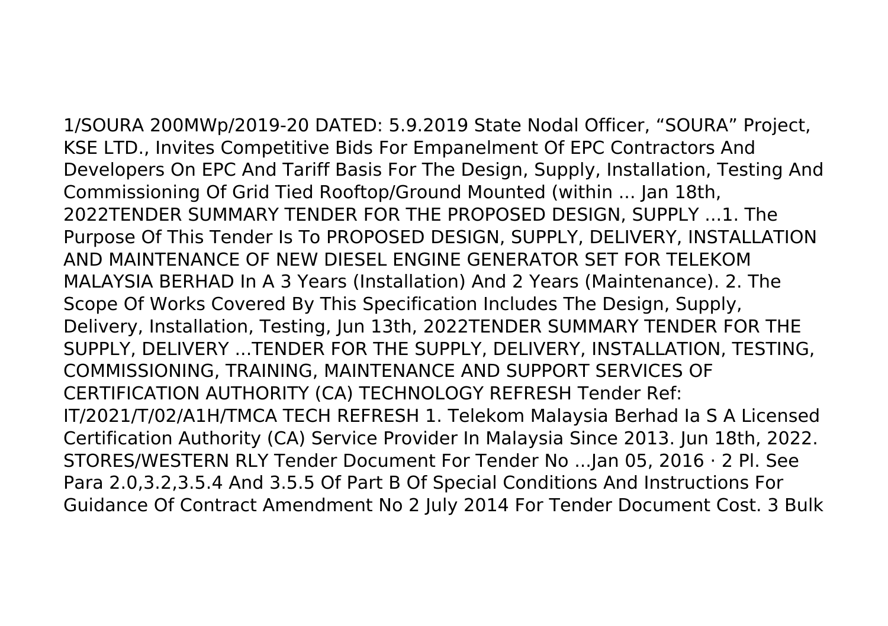1/SOURA 200MWp/2019-20 DATED: 5.9.2019 State Nodal Officer, "SOURA" Project, KSE LTD., Invites Competitive Bids For Empanelment Of EPC Contractors And Developers On EPC And Tariff Basis For The Design, Supply, Installation, Testing And Commissioning Of Grid Tied Rooftop/Ground Mounted (within ... Jan 18th, 2022TENDER SUMMARY TENDER FOR THE PROPOSED DESIGN, SUPPLY ...1. The Purpose Of This Tender Is To PROPOSED DESIGN, SUPPLY, DELIVERY, INSTALLATION AND MAINTENANCE OF NEW DIESEL ENGINE GENERATOR SET FOR TELEKOM MALAYSIA BERHAD In A 3 Years (Installation) And 2 Years (Maintenance). 2. The Scope Of Works Covered By This Specification Includes The Design, Supply, Delivery, Installation, Testing, Jun 13th, 2022TENDER SUMMARY TENDER FOR THE SUPPLY, DELIVERY ...TENDER FOR THE SUPPLY, DELIVERY, INSTALLATION, TESTING, COMMISSIONING, TRAINING, MAINTENANCE AND SUPPORT SERVICES OF CERTIFICATION AUTHORITY (CA) TECHNOLOGY REFRESH Tender Ref: IT/2021/T/02/A1H/TMCA TECH REFRESH 1. Telekom Malaysia Berhad Ia S A Licensed Certification Authority (CA) Service Provider In Malaysia Since 2013. Jun 18th, 2022.
STORES/WESTERN RLY Tender Document For Tender No ...Jan 05, 2016 · 2 Pl. See Para 2.0,3.2,3.5.4 And 3.5.5 Of Part B Of Special Conditions And Instructions For Guidance Of Contract Amendment No 2 July 2014 For Tender Document Cost. 3 Bulk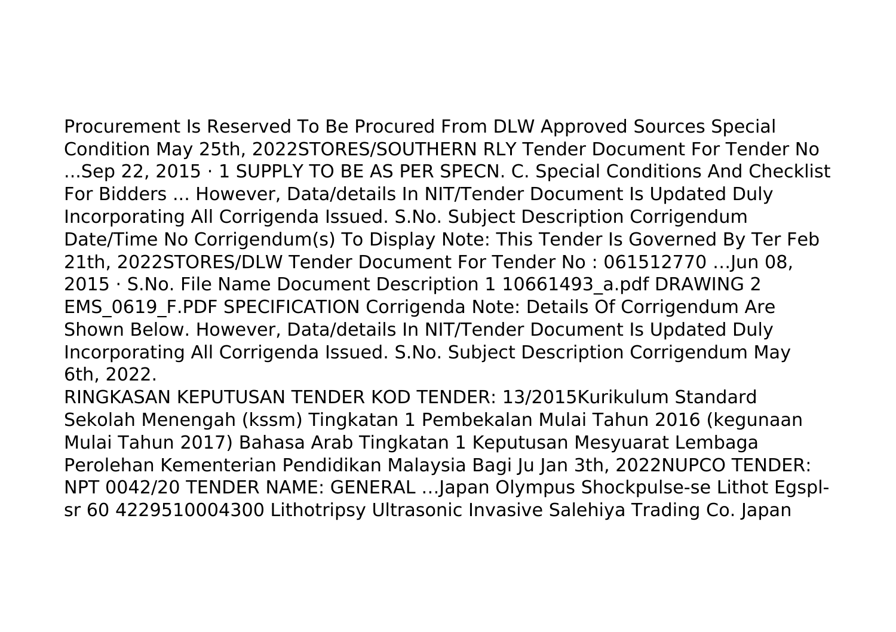Procurement Is Reserved To Be Procured From DLW Approved Sources Special Condition May 25th, 2022STORES/SOUTHERN RLY Tender Document For Tender No ...Sep 22, 2015 · 1 SUPPLY TO BE AS PER SPECN. C. Special Conditions And Checklist For Bidders ... However, Data/details In NIT/Tender Document Is Updated Duly Incorporating All Corrigenda Issued. S.No. Subject Description Corrigendum Date/Time No Corrigendum(s) To Display Note: This Tender Is Governed By Ter Feb 21th, 2022STORES/DLW Tender Document For Tender No : 061512770 …Jun 08, 2015 · S.No. File Name Document Description 1 10661493_a.pdf DRAWING 2 EMS_0619_F.PDF SPECIFICATION Corrigenda Note: Details Of Corrigendum Are Shown Below. However, Data/details In NIT/Tender Document Is Updated Duly Incorporating All Corrigenda Issued. S.No. Subject Description Corrigendum May 6th, 2022.

RINGKASAN KEPUTUSAN TENDER KOD TENDER: 13/2015Kurikulum Standard Sekolah Menengah (kssm) Tingkatan 1 Pembekalan Mulai Tahun 2016 (kegunaan Mulai Tahun 2017) Bahasa Arab Tingkatan 1 Keputusan Mesyuarat Lembaga Perolehan Kementerian Pendidikan Malaysia Bagi Ju Jan 3th, 2022NUPCO TENDER: NPT 0042/20 TENDER NAME: GENERAL …Japan Olympus Shockpulse-se Lithot Egspl-sr 60 4229510004300 Lithotripsy Ultrasonic Invasive Salehiya Trading Co. Japan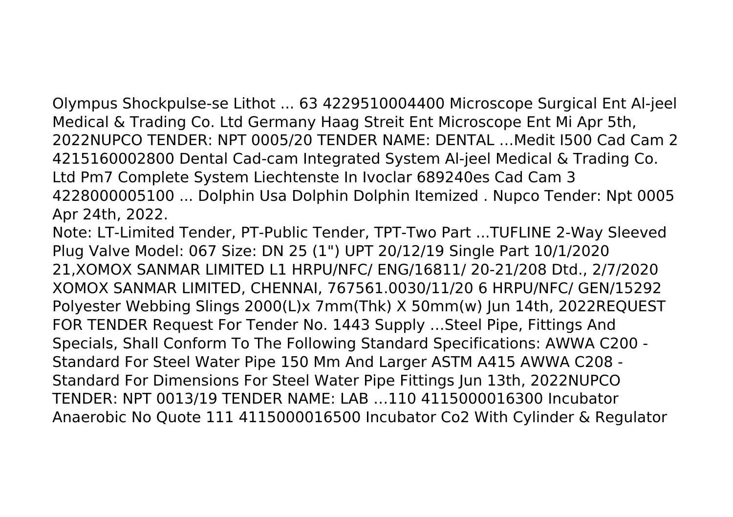Olympus Shockpulse-se Lithot ... 63 4229510004400 Microscope Surgical Ent Al-jeel Medical & Trading Co. Ltd Germany Haag Streit Ent Microscope Ent Mi Apr 5th, 2022NUPCO TENDER: NPT 0005/20 TENDER NAME: DENTAL …Medit I500 Cad Cam 2 4215160002800 Dental Cad-cam Integrated System Al-jeel Medical & Trading Co. Ltd Pm7 Complete System Liechtenste In Ivoclar 689240es Cad Cam 3 4228000005100 ... Dolphin Usa Dolphin Dolphin Itemized . Nupco Tender: Npt 0005 Apr 24th, 2022.

Note: LT-Limited Tender, PT-Public Tender, TPT-Two Part ...TUFLINE 2-Way Sleeved Plug Valve Model: 067 Size: DN 25 (1") UPT 20/12/19 Single Part 10/1/2020 21,XOMOX SANMAR LIMITED L1 HRPU/NFC/ ENG/16811/ 20-21/208 Dtd., 2/7/2020 XOMOX SANMAR LIMITED, CHENNAI, 767561.0030/11/20 6 HRPU/NFC/ GEN/15292 Polyester Webbing Slings 2000(L)x 7mm(Thk) X 50mm(w) Jun 14th, 2022REQUEST FOR TENDER Request For Tender No. 1443 Supply …Steel Pipe, Fittings And Specials, Shall Conform To The Following Standard Specifications: AWWA C200 - Standard For Steel Water Pipe 150 Mm And Larger ASTM A415 AWWA C208 - Standard For Dimensions For Steel Water Pipe Fittings Jun 13th, 2022NUPCO TENDER: NPT 0013/19 TENDER NAME: LAB …110 4115000016300 Incubator Anaerobic No Quote 111 4115000016500 Incubator Co2 With Cylinder & Regulator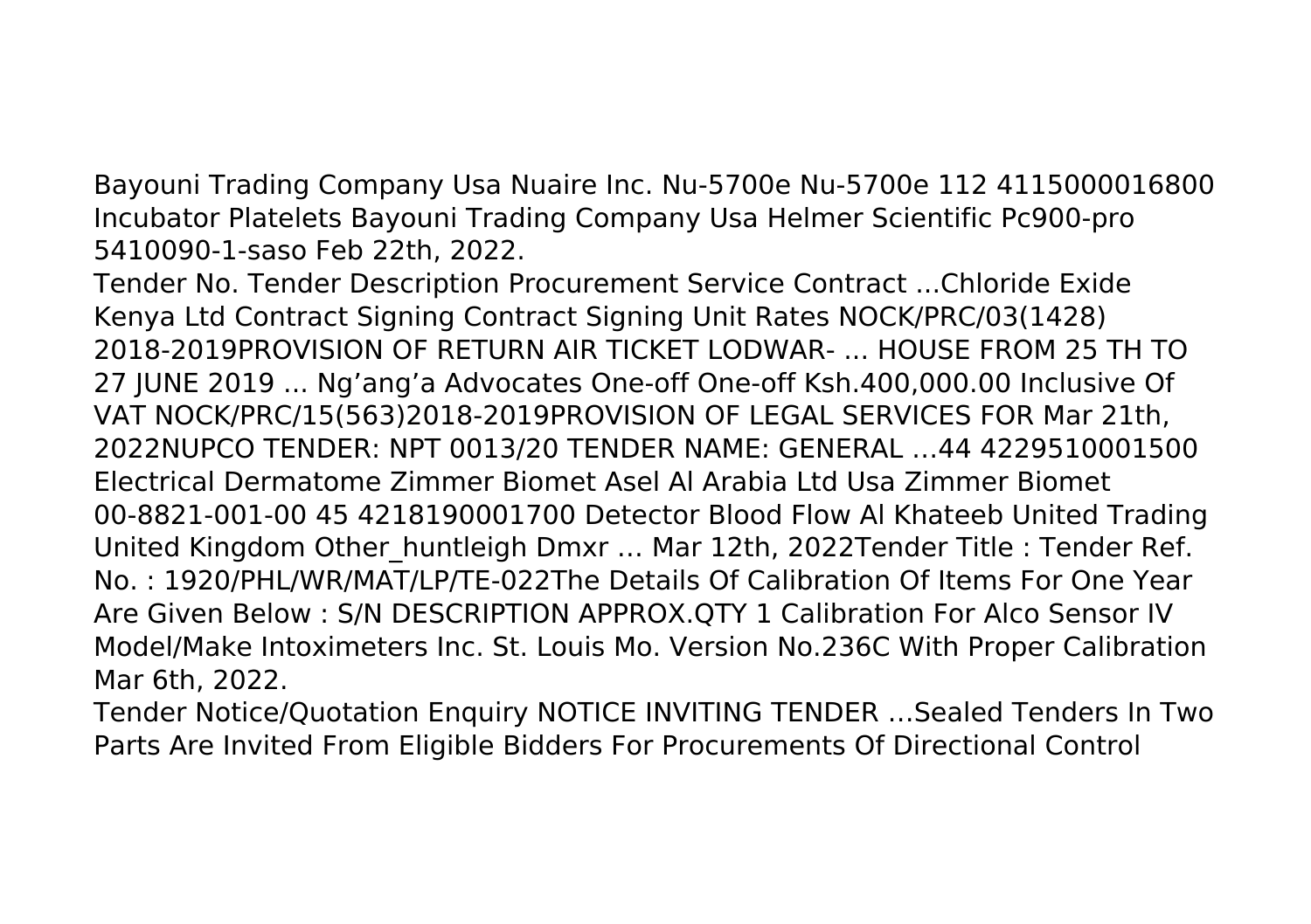Bayouni Trading Company Usa Nuaire Inc. Nu-5700e Nu-5700e 112 4115000016800 Incubator Platelets Bayouni Trading Company Usa Helmer Scientific Pc900-pro 5410090-1-saso Feb 22th, 2022.

Tender No. Tender Description Procurement Service Contract ...Chloride Exide Kenya Ltd Contract Signing Contract Signing Unit Rates NOCK/PRC/03(1428) 2018-2019PROVISION OF RETURN AIR TICKET LODWAR- ... HOUSE FROM 25 TH TO 27 JUNE 2019 ... Ng'ang'a Advocates One-off One-off Ksh.400,000.00 Inclusive Of VAT NOCK/PRC/15(563)2018-2019PROVISION OF LEGAL SERVICES FOR Mar 21th, 2022NUPCO TENDER: NPT 0013/20 TENDER NAME: GENERAL …44 4229510001500 Electrical Dermatome Zimmer Biomet Asel Al Arabia Ltd Usa Zimmer Biomet 00-8821-001-00 45 4218190001700 Detector Blood Flow Al Khateeb United Trading United Kingdom Other_huntleigh Dmxr … Mar 12th, 2022Tender Title : Tender Ref. No. : 1920/PHL/WR/MAT/LP/TE-022The Details Of Calibration Of Items For One Year Are Given Below : S/N DESCRIPTION APPROX.QTY 1 Calibration For Alco Sensor IV Model/Make Intoximeters Inc. St. Louis Mo. Version No.236C With Proper Calibration Mar 6th, 2022.

Tender Notice/Quotation Enquiry NOTICE INVITING TENDER …Sealed Tenders In Two Parts Are Invited From Eligible Bidders For Procurements Of Directional Control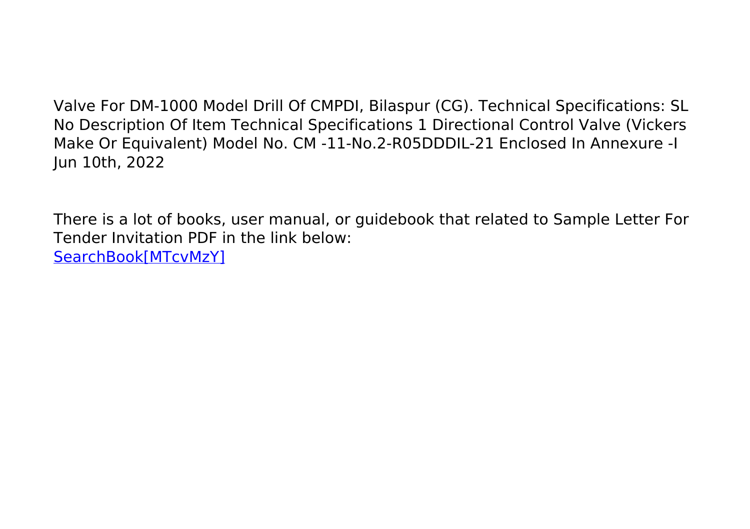Valve For DM-1000 Model Drill Of CMPDI, Bilaspur (CG). Technical Specifications: SL No Description Of Item Technical Specifications 1 Directional Control Valve (Vickers Make Or Equivalent) Model No. CM -11-No.2-R05DDDIL-21 Enclosed In Annexure -I Jun 10th, 2022

There is a lot of books, user manual, or guidebook that related to Sample Letter For Tender Invitation PDF in the link below:
[SearchBook[MTcvMzY]]